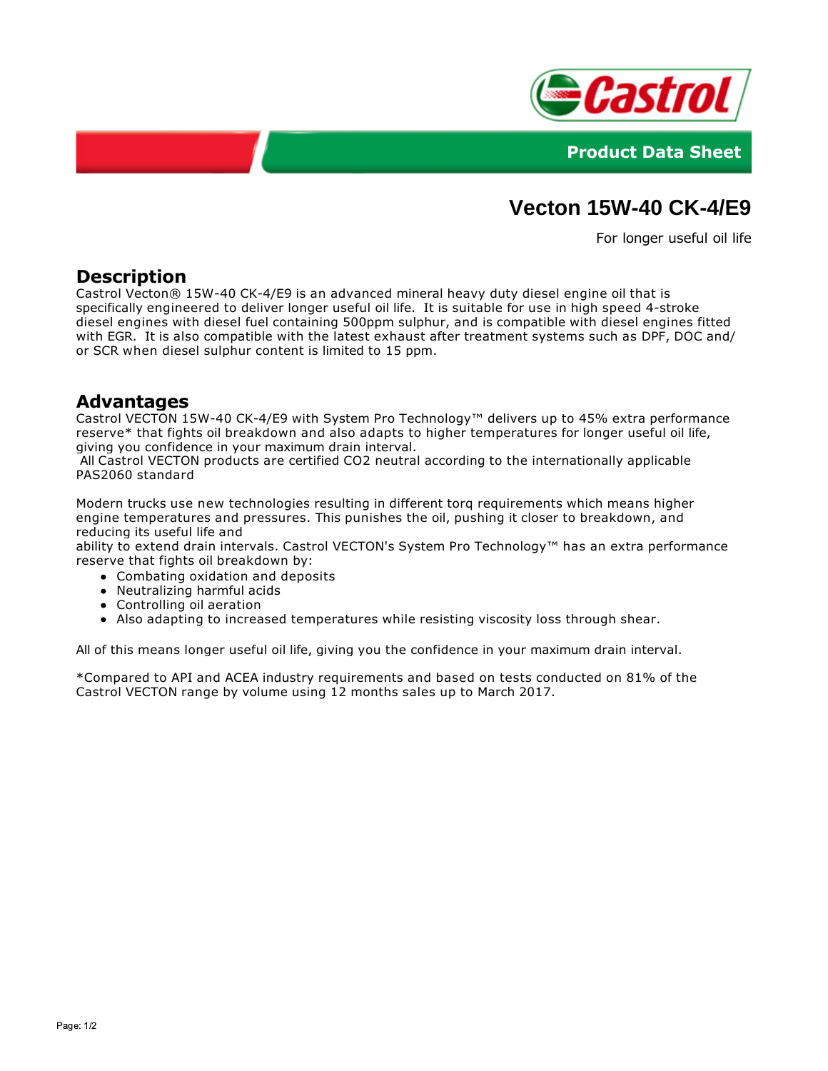Product Data Sheet

# Vecton 15W-40 CK-4/E9

For longer useful oil life

## Description

Castrol Vecton® 15W-40 CK-4/E9 is an advanced mineral heavy duty diesel engine oil that is specifically engineered to deliver longer useful oil life. It is suitable for use in high speed 4-stroke diesel engines with diesel fuel containing 500ppm sulphur, and is compatible with diesel engines fitted with EGR. It is also compatible with the latest exhaust after treatment systems such as DPF, DOC and/or SCR when diesel sulphur content is limited to 15 ppm.

## Advantages

Castrol VECTON 15W-40 CK-4/E9 with System Pro Technology™ delivers up to 45% extra performance reserve* that fights oil breakdown and also adapts to higher temperatures for longer useful oil life, giving you confidence in your maximum drain interval.
All Castrol VECTON products are certified $CO_2$ neutral according to the internationally applicable PAS2060 standard

Modern trucks use new technologies resulting in different torq requirements which means higher engine temperatures and pressures. This punishes the oil, pushing it closer to breakdown, and reducing its useful life and
ability to extend drain intervals. Castrol VECTON's System Pro Technology™ has an extra performance reserve that fights oil breakdown by:

- Combating oxidation and deposits
- Neutralizing harmful acids
- Controlling oil aeration
- Also adapting to increased temperatures while resisting viscosity loss through shear.

All of this means longer useful oil life, giving you the confidence in your maximum drain interval.

*Compared to API and ACEA industry requirements and based on tests conducted on 81% of the Castrol VECTON range by volume using 12 months sales up to March 2017.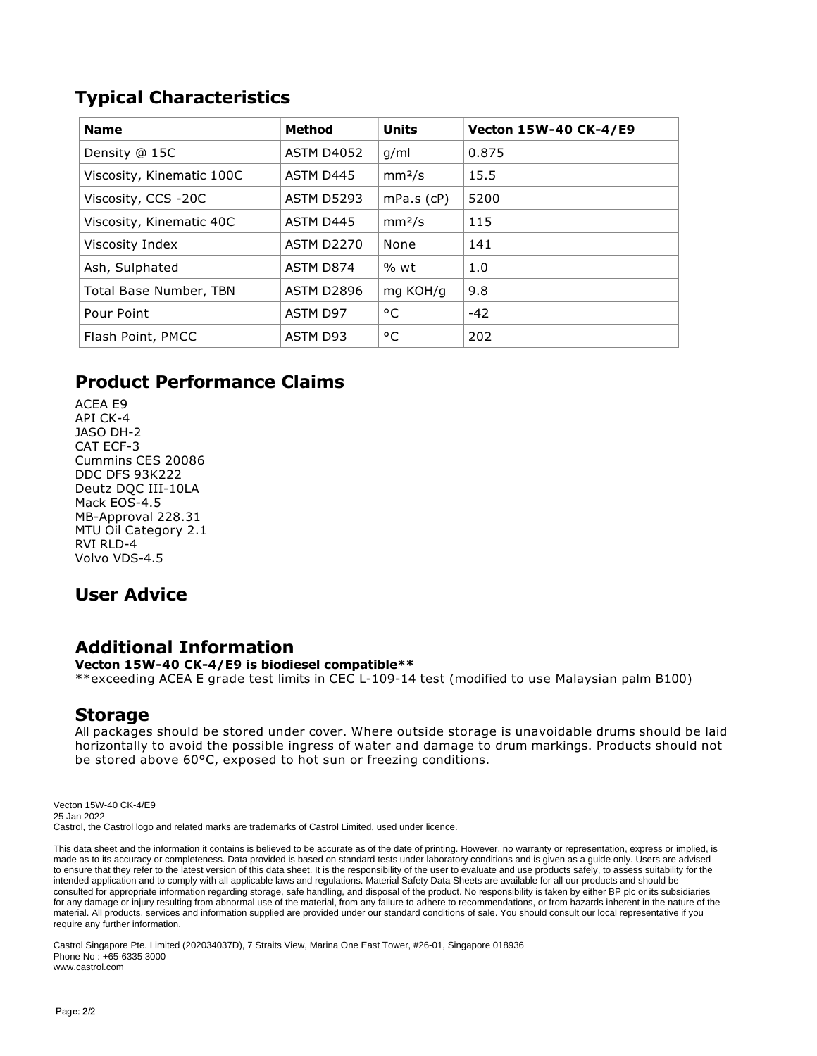## Typical Characteristics

| Name | Method | Units | Vecton 15W-40 CK-4/E9 |
|---|---|---|---|
| Density @ 15C | ASTM D4052 | g/ml | 0.875 |
| Viscosity, Kinematic 100C | ASTM D445 | mm²/s | 15.5 |
| Viscosity, CCS -20C | ASTM D5293 | mPa.s (cP) | 5200 |
| Viscosity, Kinematic 40C | ASTM D445 | mm²/s | 115 |
| Viscosity Index | ASTM D2270 | None | 141 |
| Ash, Sulphated | ASTM D874 | % wt | 1.0 |
| Total Base Number, TBN | ASTM D2896 | mg KOH/g | 9.8 |
| Pour Point | ASTM D97 | °C | -42 |
| Flash Point, PMCC | ASTM D93 | °C | 202 |

## Product Performance Claims

ACEA E9
API CK-4
JASO DH-2
CAT ECF-3
Cummins CES 20086
DDC DFS 93K222
Deutz DQC III-10LA
Mack EOS-4.5
MB-Approval 228.31
MTU Oil Category 2.1
RVI RLD-4
Volvo VDS-4.5

## User Advice

## Additional Information

**Vecton 15W-40 CK-4/E9 is biodiesel compatible\*\***
\*\*exceeding ACEA E grade test limits in CEC L-109-14 test (modified to use Malaysian palm B100)

## Storage

All packages should be stored under cover. Where outside storage is unavoidable drums should be laid horizontally to avoid the possible ingress of water and damage to drum markings. Products should not be stored above 60°C, exposed to hot sun or freezing conditions.

Vecton 15W-40 CK-4/E9
25 Jan 2022
Castrol, the Castrol logo and related marks are trademarks of Castrol Limited, used under licence.

This data sheet and the information it contains is believed to be accurate as of the date of printing. However, no warranty or representation, express or implied, is made as to its accuracy or completeness. Data provided is based on standard tests under laboratory conditions and is given as a guide only. Users are advised to ensure that they refer to the latest version of this data sheet. It is the responsibility of the user to evaluate and use products safely, to assess suitability for the intended application and to comply with all applicable laws and regulations. Material Safety Data Sheets are available for all our products and should be consulted for appropriate information regarding storage, safe handling, and disposal of the product. No responsibility is taken by either BP plc or its subsidiaries for any damage or injury resulting from abnormal use of the material, from any failure to adhere to recommendations, or from hazards inherent in the nature of the material. All products, services and information supplied are provided under our standard conditions of sale. You should consult our local representative if you require any further information.

Castrol Singapore Pte. Limited (202034037D), 7 Straits View, Marina One East Tower, #26-01, Singapore 018936
Phone No : +65-6335 3000
www.castrol.com